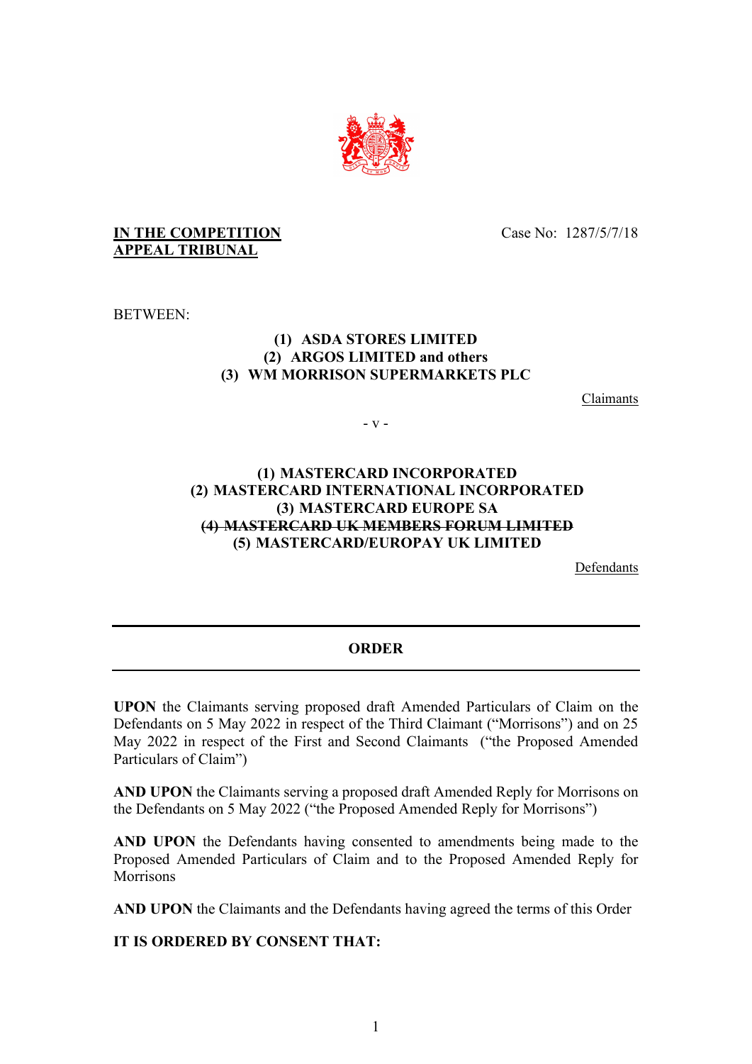**IN THE COMPETITION APPEAL TRIBUNAL**

Case No: 1287/5/7/18

BETWEEN:

**(1) ASDA STORES LIMITED**
**(2) ARGOS LIMITED and others**
**(3) WM MORRISON SUPERMARKETS PLC**

Claimants

- v -

**(1) MASTERCARD INCORPORATED**
**(2) MASTERCARD INTERNATIONAL INCORPORATED**
**(3) MASTERCARD EUROPE SA**
**~~(4) MASTERCARD UK MEMBERS FORUM LIMITED~~**
**(5) MASTERCARD/EUROPAY UK LIMITED**

Defendants

---

**ORDER**

---

**UPON** the Claimants serving proposed draft Amended Particulars of Claim on the Defendants on 5 May 2022 in respect of the Third Claimant ("Morrisons") and on 25 May 2022 in respect of the First and Second Claimants ("the Proposed Amended Particulars of Claim")

**AND UPON** the Claimants serving a proposed draft Amended Reply for Morrisons on the Defendants on 5 May 2022 ("the Proposed Amended Reply for Morrisons")

**AND UPON** the Defendants having consented to amendments being made to the Proposed Amended Particulars of Claim and to the Proposed Amended Reply for Morrisons

**AND UPON** the Claimants and the Defendants having agreed the terms of this Order

**IT IS ORDERED BY CONSENT THAT:**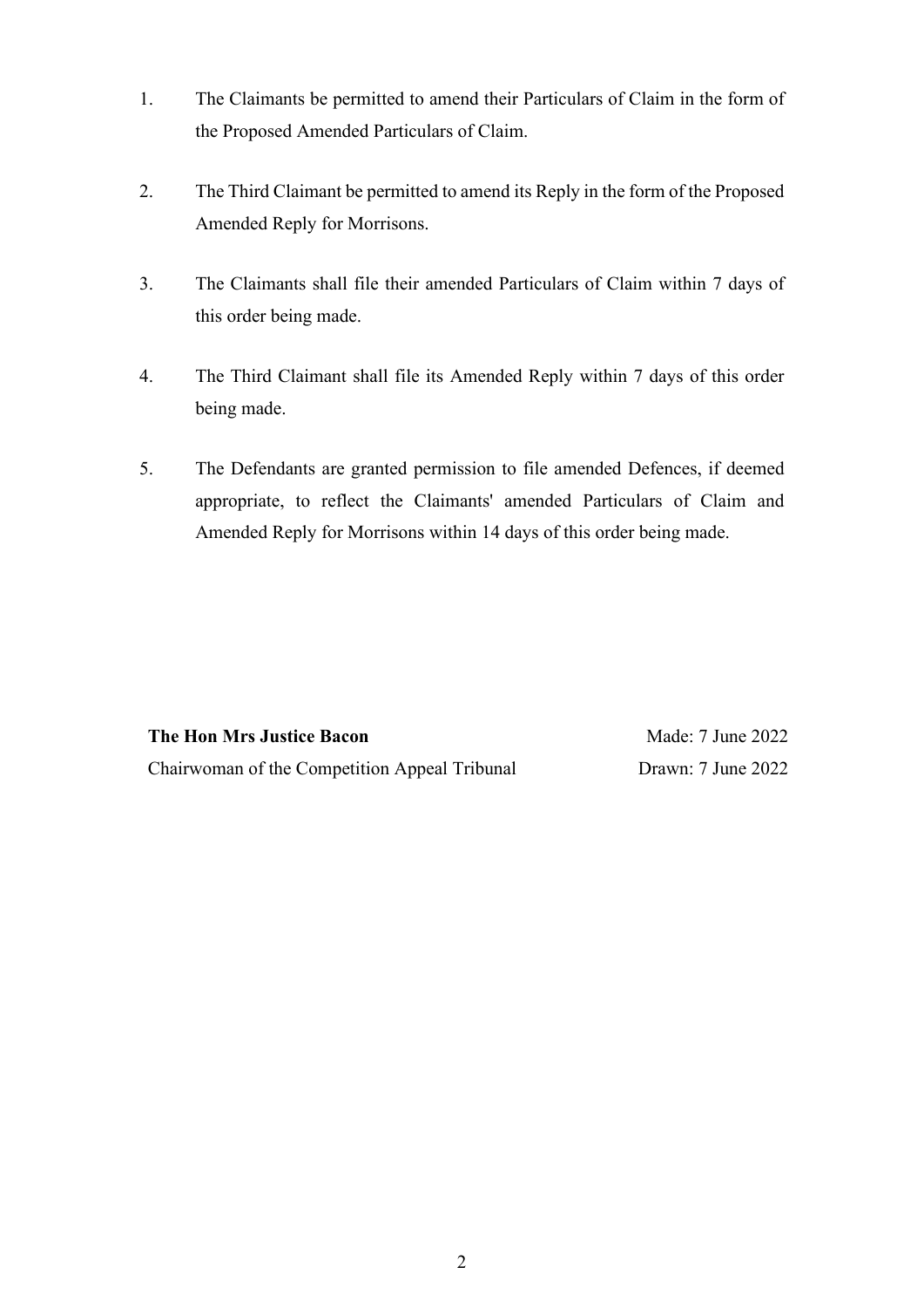1. The Claimants be permitted to amend their Particulars of Claim in the form of the Proposed Amended Particulars of Claim.

2. The Third Claimant be permitted to amend its Reply in the form of the Proposed Amended Reply for Morrisons.

3. The Claimants shall file their amended Particulars of Claim within 7 days of this order being made.

4. The Third Claimant shall file its Amended Reply within 7 days of this order being made.

5. The Defendants are granted permission to file amended Defences, if deemed appropriate, to reflect the Claimants' amended Particulars of Claim and Amended Reply for Morrisons within 14 days of this order being made.

**The Hon Mrs Justice Bacon**
Chairwoman of the Competition Appeal Tribunal

Made: 7 June 2022
Drawn: 7 June 2022